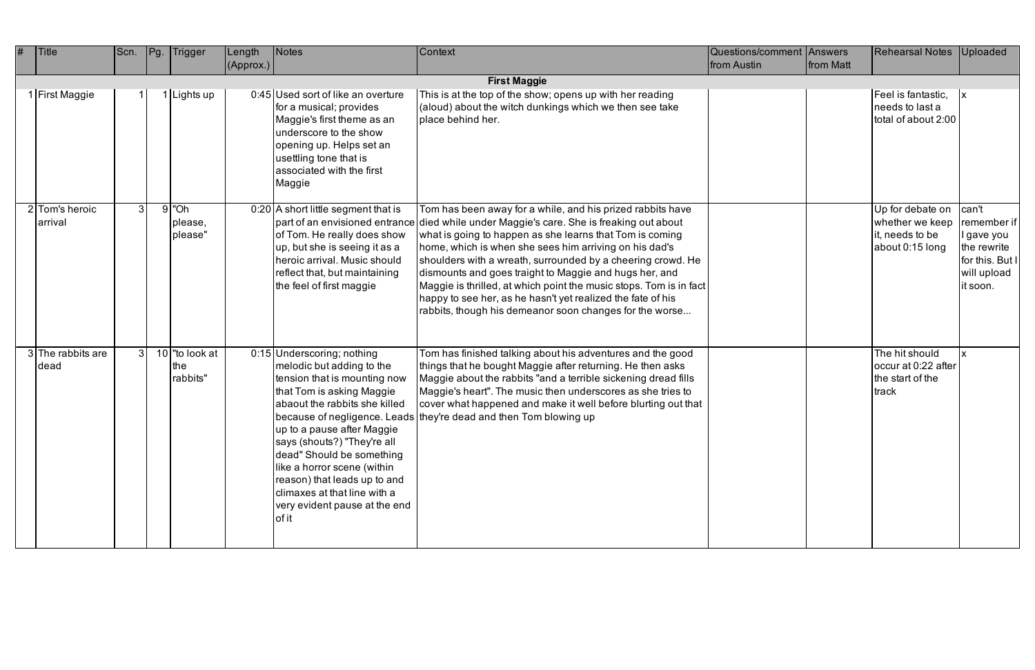| # | Title | Scn. | Pg. | Trigger | Length (Approx.) | Notes | Context | Questions/comment from Austin | Answers from Matt | Rehearsal Notes | Uploaded |
|---|---|---|---|---|---|---|---|---|---|---|---|
| | | | | | | | **First Maggie** | | | | |
| 1 | First Maggie | 1 | 1 | Lights up | 0:45 | Used sort of like an overture for a musical; provides Maggie's first theme as an underscore to the show opening up. Helps set an usettling tone that is associated with the first Maggie | This is at the top of the show; opens up with her reading (aloud) about the witch dunkings which we then see take place behind her. | | | Feel is fantastic, needs to last a total of about 2:00 | x |
| 2 | Tom's heroic arrival | 3 | 9 | "Oh please, please" | 0:20 | A short little segment that is part of an envisioned entrance of Tom. He really does show up, but she is seeing it as a heroic arrival. Music should reflect that, but maintaining the feel of first maggie | Tom has been away for a while, and his prized rabbits have died while under Maggie's care. She is freaking out about what is going to happen as she learns that Tom is coming home, which is when she sees him arriving on his dad's shoulders with a wreath, surrounded by a cheering crowd. He dismounts and goes traight to Maggie and hugs her, and Maggie is thrilled, at which point the music stops. Tom is in fact happy to see her, as he hasn't yet realized the fate of his rabbits, though his demeanor soon changes for the worse... | | | Up for debate on whether we keep it, needs to be about 0:15 long | can't remember if I gave you the rewrite for this. But I will upload it soon. |
| 3 | The rabbits are dead | 3 | 10 | "to look at the rabbits" | 0:15 | Underscoring; nothing melodic but adding to the tension that is mounting now that Tom is asking Maggie abaout the rabbits she killed because of negligence. Leads up to a pause after Maggie says (shouts?) "They're all dead" Should be something like a horror scene (within reason) that leads up to and climaxes at that line with a very evident pause at the end of it | Tom has finished talking about his adventures and the good things that he bought Maggie after returning. He then asks Maggie about the rabbits "and a terrible sickening dread fills Maggie's heart". The music then underscores as she tries to cover what happened and make it well before blurting out that they're dead and then Tom blowing up | | | The hit should occur at 0:22 after the start of the track | x |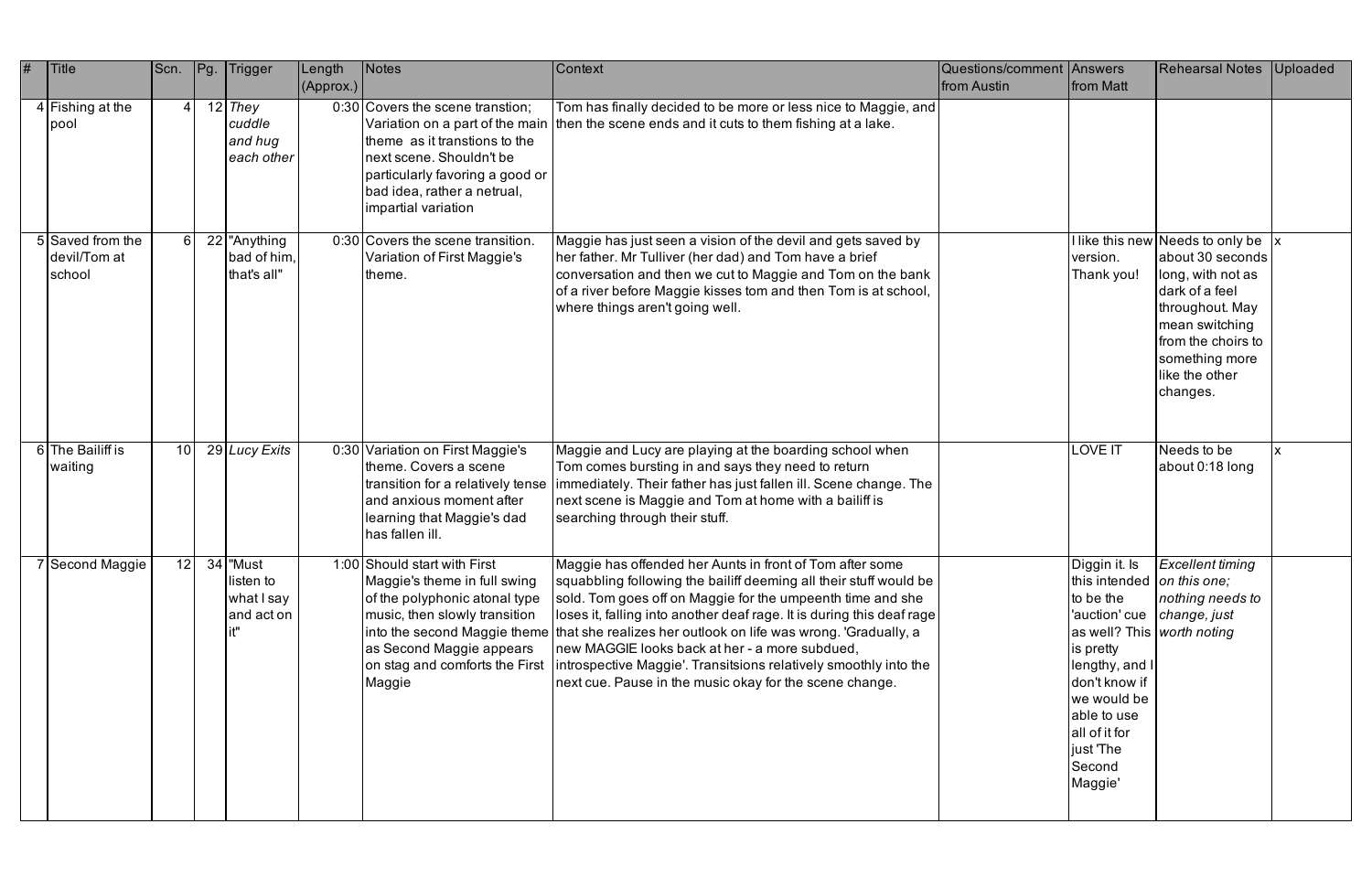| # | Title | Scn. | Pg. | Trigger | Length (Approx.) | Notes | Context | Questions/comment from Austin | Answers from Matt | Rehearsal Notes | Uploaded |
|---|---|---|---|---|---|---|---|---|---|---|---|
| 4 | Fishing at the pool | 4 | 12 | *They cuddle and hug each other* | 0:30 | Covers the scene transtion; Variation on a part of the main theme as it transtions to the next scene. Shouldn't be particularly favoring a good or bad idea, rather a netrual, impartial variation | Tom has finally decided to be more or less nice to Maggie, and then the scene ends and it cuts to them fishing at a lake. | | | | |
| 5 | Saved from the devil/Tom at school | 6 | 22 | "Anything bad of him, that's all" | 0:30 | Covers the scene transition. Variation of First Maggie's theme. | Maggie has just seen a vision of the devil and gets saved by her father. Mr Tulliver (her dad) and Tom have a brief conversation and then we cut to Maggie and Tom on the bank of a river before Maggie kisses tom and then Tom is at school, where things aren't going well. | | I like this new version. Thank you! | Needs to only be about 30 seconds long, with not as dark of a feel throughout. May mean switching from the choirs to something more like the other changes. | x |
| 6 | The Bailiff is waiting | 10 | 29 | *Lucy Exits* | 0:30 | Variation on First Maggie's theme. Covers a scene transition for a relatively tense and anxious moment after learning that Maggie's dad has fallen ill. | Maggie and Lucy are playing at the boarding school when Tom comes bursting in and says they need to return immediately. Their father has just fallen ill. Scene change. The next scene is Maggie and Tom at home with a bailiff is searching through their stuff. | | LOVE IT | Needs to be about 0:18 long | x |
| 7 | Second Maggie | 12 | 34 | "Must listen to what I say and act on it" | 1:00 | Should start with First Maggie's theme in full swing of the polyphonic atonal type music, then slowly transition into the second Maggie theme as Second Maggie appears on stag and comforts the First Maggie | Maggie has offended her Aunts in front of Tom after some squabbling following the bailiff deeming all their stuff would be sold. Tom goes off on Maggie for the umpeenth time and she loses it, falling into another deaf rage. It is during this deaf rage that she realizes her outlook on life was wrong. 'Gradually, a new MAGGIE looks back at her - a more subdued, introspective Maggie'. Transitsions relatively smoothly into the next cue. Pause in the music okay for the scene change. | | Diggin it. Is this intended to be the 'auction' cue as well? This is pretty lengthy, and I don't know if we would be able to use all of it for just 'The Second Maggie' | *Excellent timing on this one; nothing needs to change, just worth noting* | |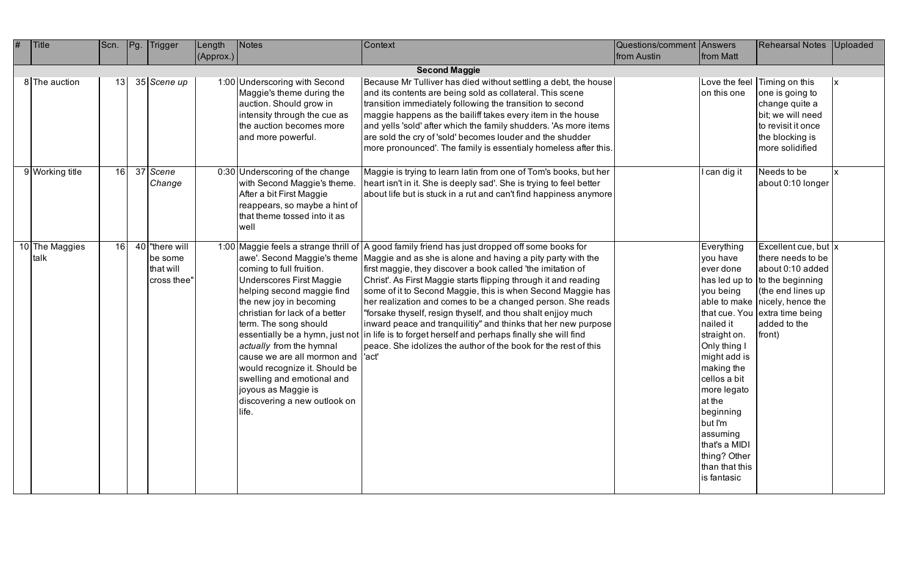| # | Title | Scn. | Pg. | Trigger | Length (Approx.) | Notes | Context | Questions/comment from Austin | Answers from Matt | Rehearsal Notes | Uploaded |
|---|---|---|---|---|---|---|---|---|---|---|---|
| | | | | | | | **Second Maggie** | | | | |
| 8 | The auction | 13 | 35 | *Scene up* | 1:00 | Underscoring with Second Maggie's theme during the auction. Should grow in intensity through the cue as the auction becomes more and more powerful. | Because Mr Tulliver has died without settling a debt, the house and its contents are being sold as collateral. This scene transition immediately following the transition to second maggie happens as the bailiff takes every item in the house and yells 'sold' after which the family shudders. 'As more items are sold the cry of 'sold' becomes louder and the shudder more pronounced'. The family is essentialy homeless after this. | | Love the feel on this one | Timing on this one is going to change quite a bit; we will need to revisit it once the blocking is more solidified | x |
| 9 | Working title | 16 | 37 | *Scene Change* | 0:30 | Underscoring of the change with Second Maggie's theme. After a bit First Maggie reappears, so maybe a hint of that theme tossed into it as well | Maggie is trying to learn latin from one of Tom's books, but her heart isn't in it. She is deeply sad'. She is trying to feel better about life but is stuck in a rut and can't find happiness anymore | | I can dig it | Needs to be about 0:10 longer | x |
| 10 | The Maggies talk | 16 | 40 | "there will be some that will cross thee" | 1:00 | Maggie feels a strange thrill of awe'. Second Maggie's theme coming to full fruition. Underscores First Maggie helping second maggie find the new joy in becoming christian for lack of a better term. The song should essentially be a hymn, just not *actually* from the hymnal cause we are all mormon and would recognize it. Should be swelling and emotional and joyous as Maggie is discovering a new outlook on life. | A good family friend has just dropped off some books for Maggie and as she is alone and having a pity party with the first maggie, they discover a book called 'the imitation of Christ'. As First Maggie starts flipping through it and reading some of it to Second Maggie, this is when Second Maggie has her realization and comes to be a changed person. She reads "forsake thyself, resign thyself, and thou shalt enjjoy much inward peace and tranquilitiy" and thinks that her new purpose in life is to forget herself and perhaps finally she will find peace. She idolizes the author of the book for the rest of this 'act' | | Everything you have ever done has led up to you being able to make that cue. You nailed it straight on. Only thing I might add is making the cellos a bit more legato at the beginning but I'm assuming that's a MIDI thing? Other than that this is fantasic | Excellent cue, but there needs to be about 0:10 added to the beginning (the end lines up nicely, hence the extra time being added to the front) | x |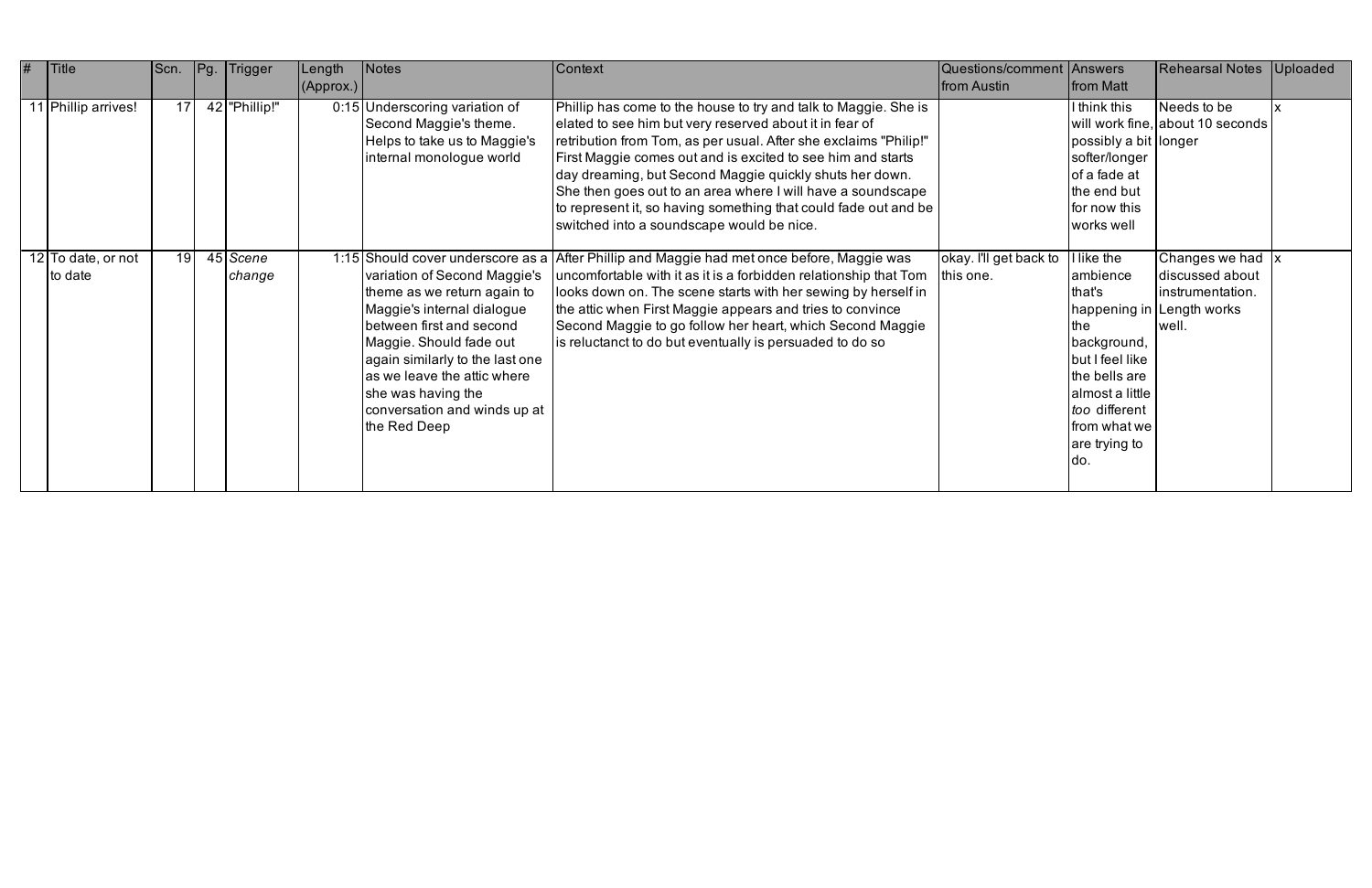| # | Title | Scn. | Pg. | Trigger | Length (Approx.) | Notes | Context | Questions/comment from Austin | Answers from Matt | Rehearsal Notes | Uploaded |
|---|---|---|---|---|---|---|---|---|---|---|---|
| 11 | Phillip arrives! | 17 | 42 | "Phillip!" | 0:15 | Underscoring variation of Second Maggie's theme. Helps to take us to Maggie's internal monologue world | Phillip has come to the house to try and talk to Maggie. She is elated to see him but very reserved about it in fear of retribution from Tom, as per usual. After she exclaims "Philip!" First Maggie comes out and is excited to see him and starts day dreaming, but Second Maggie quickly shuts her down. She then goes out to an area where I will have a soundscape to represent it, so having something that could fade out and be switched into a soundscape would be nice. | | I think this will work fine, possibly a bit softer/longer of a fade at the end but for now this works well | Needs to be about 10 seconds longer | x |
| 12 | To date, or not to date | 19 | 45 | *Scene change* | 1:15 | Should cover underscore as a variation of Second Maggie's theme as we return again to Maggie's internal dialogue between first and second Maggie. Should fade out again similarly to the last one as we leave the attic where she was having the conversation and winds up at the Red Deep | After Phillip and Maggie had met once before, Maggie was uncomfortable with it as it is a forbidden relationship that Tom looks down on. The scene starts with her sewing by herself in the attic when First Maggie appears and tries to convince Second Maggie to go follow her heart, which Second Maggie is reluctanct to do but eventually is persuaded to do so | okay. I'll get back to this one. | I like the ambience that's happening in the background, but I feel like the bells are almost a little *too* different from what we are trying to do. | Changes we had discussed about instrumentation. Length works well. | x |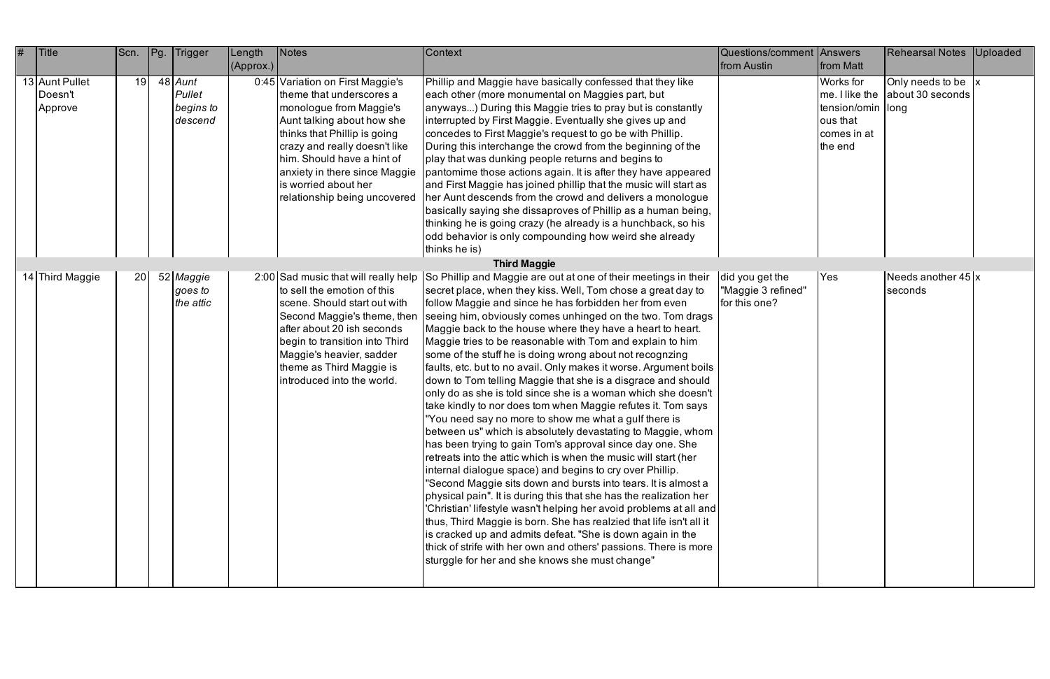| # | Title | Scn. | Pg. | Trigger | Length (Approx.) | Notes | Context | Questions/comment from Austin | Answers from Matt | Rehearsal Notes | Uploaded |
|---|---|---|---|---|---|---|---|---|---|---|---|
| 13 | Aunt Pullet Doesn't Approve | 19 | 48 | *Aunt Pullet begins to descend* | 0:45 | Variation on First Maggie's theme that underscores a monologue from Maggie's Aunt talking about how she thinks that Phillip is going crazy and really doesn't like him. Should have a hint of anxiety in there since Maggie is worried about her relationship being uncovered | Phillip and Maggie have basically confessed that they like each other (more monumental on Maggies part, but anyways...) During this Maggie tries to pray but is constantly interrupted by First Maggie. Eventually she gives up and concedes to First Maggie's request to go be with Phillip. During this interchange the crowd from the beginning of the play that was dunking people returns and begins to pantomime those actions again. It is after they have appeared and First Maggie has joined phillip that the music will start as her Aunt descends from the crowd and delivers a monologue basically saying she dissaproves of Phillip as a human being, thinking he is going crazy (he already is a hunchback, so his odd behavior is only compounding how weird she already thinks he is) | | Works for me. I like the tension/ominous that comes in at the end | Only needs to be about 30 seconds long | x |
| | | | | | | | **Third Maggie** | | | | |
| 14 | Third Maggie | 20 | 52 | *Maggie goes to the attic* | 2:00 | Sad music that will really help to sell the emotion of this scene. Should start out with Second Maggie's theme, then after about 20 ish seconds begin to transition into Third Maggie's heavier, sadder theme as Third Maggie is introduced into the world. | So Phillip and Maggie are out at one of their meetings in their secret place, when they kiss. Well, Tom chose a great day to follow Maggie and since he has forbidden her from even seeing him, obviously comes unhinged on the two. Tom drags Maggie back to the house where they have a heart to heart. Maggie tries to be reasonable with Tom and explain to him some of the stuff he is doing wrong about not recognzing faults, etc. but to no avail. Only makes it worse. Argument boils down to Tom telling Maggie that she is a disgrace and should only do as she is told since she is a woman which she doesn't take kindly to nor does tom when Maggie refutes it. Tom says "You need say no more to show me what a gulf there is between us" which is absolutely devastating to Maggie, whom has been trying to gain Tom's approval since day one. She retreats into the attic which is when the music will start (her internal dialogue space) and begins to cry over Phillip. "Second Maggie sits down and bursts into tears. It is almost a physical pain". It is during this that she has the realization her 'Christian' lifestyle wasn't helping her avoid problems at all and thus, Third Maggie is born. She has realzied that life isn't all it is cracked up and admits defeat. "She is down again in the thick of strife with her own and others' passions. There is more sturggle for her and she knows she must change" | did you get the "Maggie 3 refined" for this one? | Yes | Needs another 45 seconds | x |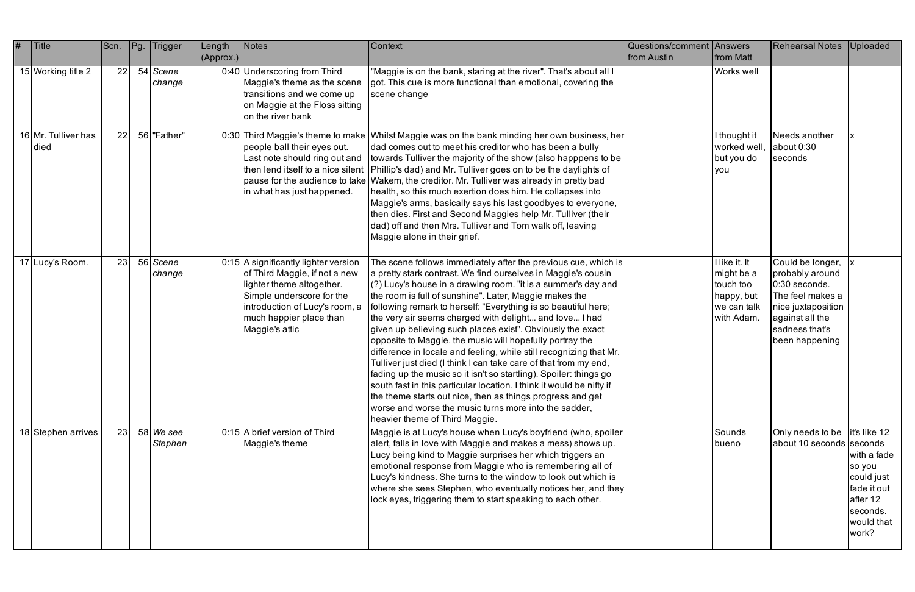| # | Title | Scn. | Pg. | Trigger | Length (Approx.) | Notes | Context | Questions/comment from Austin | Answers from Matt | Rehearsal Notes | Uploaded |
|---|---|---|---|---|---|---|---|---|---|---|---|
| 15 | Working title 2 | 22 | 54 | *Scene change* | 0:40 | Underscoring from Third Maggie's theme as the scene transitions and we come up on Maggie at the Floss sitting on the river bank | "Maggie is on the bank, staring at the river". That's about all I got. This cue is more functional than emotional, covering the scene change | | Works well | | |
| 16 | Mr. Tulliver has died | 22 | 56 | "Father" | 0:30 | Third Maggie's theme to make people ball their eyes out. Last note should ring out and then lend itself to a nice silent pause for the audience to take in what has just happened. | Whilst Maggie was on the bank minding her own business, her dad comes out to meet his creditor who has been a bully towards Tulliver the majority of the show (also happpens to be Phillip's dad) and Mr. Tulliver goes on to be the daylights of Wakem, the creditor. Mr. Tulliver was already in pretty bad health, so this much exertion does him. He collapses into Maggie's arms, basically says his last goodbyes to everyone, then dies. First and Second Maggies help Mr. Tulliver (their dad) off and then Mrs. Tulliver and Tom walk off, leaving Maggie alone in their grief. | | I thought it worked well, but you do you | Needs another about 0:30 seconds | x |
| 17 | Lucy's Room. | 23 | 56 | *Scene change* | 0:15 | A significantly lighter version of Third Maggie, if not a new lighter theme altogether. Simple underscore for the introduction of Lucy's room, a much happier place than Maggie's attic | The scene follows immediately after the previous cue, which is a pretty stark contrast. We find ourselves in Maggie's cousin (?) Lucy's house in a drawing room. "it is a summer's day and the room is full of sunshine". Later, Maggie makes the following remark to herself: "Everything is so beautiful here; the very air seems charged with delight... and love... I had given up believing such places exist". Obviously the exact opposite to Maggie, the music will hopefully portray the difference in locale and feeling, while still recognizing that Mr. Tulliver just died (I think I can take care of that from my end, fading up the music so it isn't so startling). Spoiler: things go south fast in this particular location. I think it would be nifty if the theme starts out nice, then as things progress and get worse and worse the music turns more into the sadder, heavier theme of Third Maggie. | | I like it. It might be a touch too happy, but we can talk with Adam. | Could be longer, probably around 0:30 seconds. The feel makes a nice juxtaposition against all the sadness that's been happening | x |
| 18 | Stephen arrives | 23 | 58 | *We see Stephen* | 0:15 | A brief version of Third Maggie's theme | Maggie is at Lucy's house when Lucy's boyfriend (who, spoiler alert, falls in love with Maggie and makes a mess) shows up. Lucy being kind to Maggie surprises her which triggers an emotional response from Maggie who is remembering all of Lucy's kindness. She turns to the window to look out which is where she sees Stephen, who eventually notices her, and they lock eyes, triggering them to start speaking to each other. | | Sounds bueno | Only needs to be about 10 seconds | it's like 12 seconds with a fade so you could just fade it out after 12 seconds. would that work? |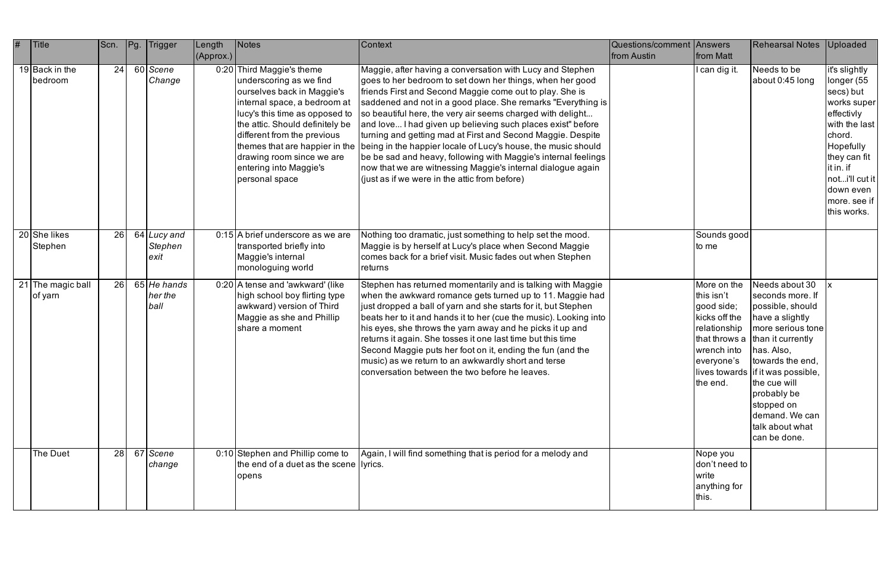| # | Title | Scn. | Pg. | Trigger | Length (Approx.) | Notes | Context | Questions/comment from Austin | Answers from Matt | Rehearsal Notes | Uploaded |
|---|---|---|---|---|---|---|---|---|---|---|---|
| 19 | Back in the bedroom | 24 | 60 | *Scene Change* | 0:20 | Third Maggie's theme underscoring as we find ourselves back in Maggie's internal space, a bedroom at lucy's this time as opposed to the attic. Should definitely be different from the previous themes that are happier in the drawing room since we are entering into Maggie's personal space | Maggie, after having a conversation with Lucy and Stephen goes to her bedroom to set down her things, when her good friends First and Second Maggie come out to play. She is saddened and not in a good place. She remarks "Everything is so beautiful here, the very air seems charged with delight... and love... I had given up believing such places exist" before turning and getting mad at First and Second Maggie. Despite being in the happier locale of Lucy's house, the music should be be sad and heavy, following with Maggie's internal feelings now that we are witnessing Maggie's internal dialogue again (just as if we were in the attic from before) | | I can dig it. | Needs to be about 0:45 long | it's slightly longer (55 secs) but works super effectivly with the last chord. Hopefully they can fit it in. if not...i'll cut it down even more. see if this works. |
| 20 | She likes Stephen | 26 | 64 | *Lucy and Stephen exit* | 0:15 | A brief underscore as we are transported briefly into Maggie's internal monologuing world | Nothing too dramatic, just something to help set the mood. Maggie is by herself at Lucy's place when Second Maggie comes back for a brief visit. Music fades out when Stephen returns | | Sounds good to me | | |
| 21 | The magic ball of yarn | 26 | 65 | *He hands her the ball* | 0:20 | A tense and 'awkward' (like high school boy flirting type awkward) version of Third Maggie as she and Phillip share a moment | Stephen has returned momentarily and is talking with Maggie when the awkward romance gets turned up to 11. Maggie had just dropped a ball of yarn and she starts for it, but Stephen beats her to it and hands it to her (cue the music). Looking into his eyes, she throws the yarn away and he picks it up and returns it again. She tosses it one last time but this time Second Maggie puts her foot on it, ending the fun (and the music) as we return to an awkwardly short and terse conversation between the two before he leaves. | | More on the this isn't good side; kicks off the relationship that throws a wrench into everyone's lives towards the end. | Needs about 30 seconds more. If possible, should have a slightly more serious tone than it currently has. Also, towards the end, if it was possible, the cue will probably be stopped on demand. We can talk about what can be done. | x |
| | The Duet | 28 | 67 | *Scene change* | 0:10 | Stephen and Phillip come to the end of a duet as the scene opens | Again, I will find something that is period for a melody and lyrics. | | Nope you don't need to write anything for this. | | |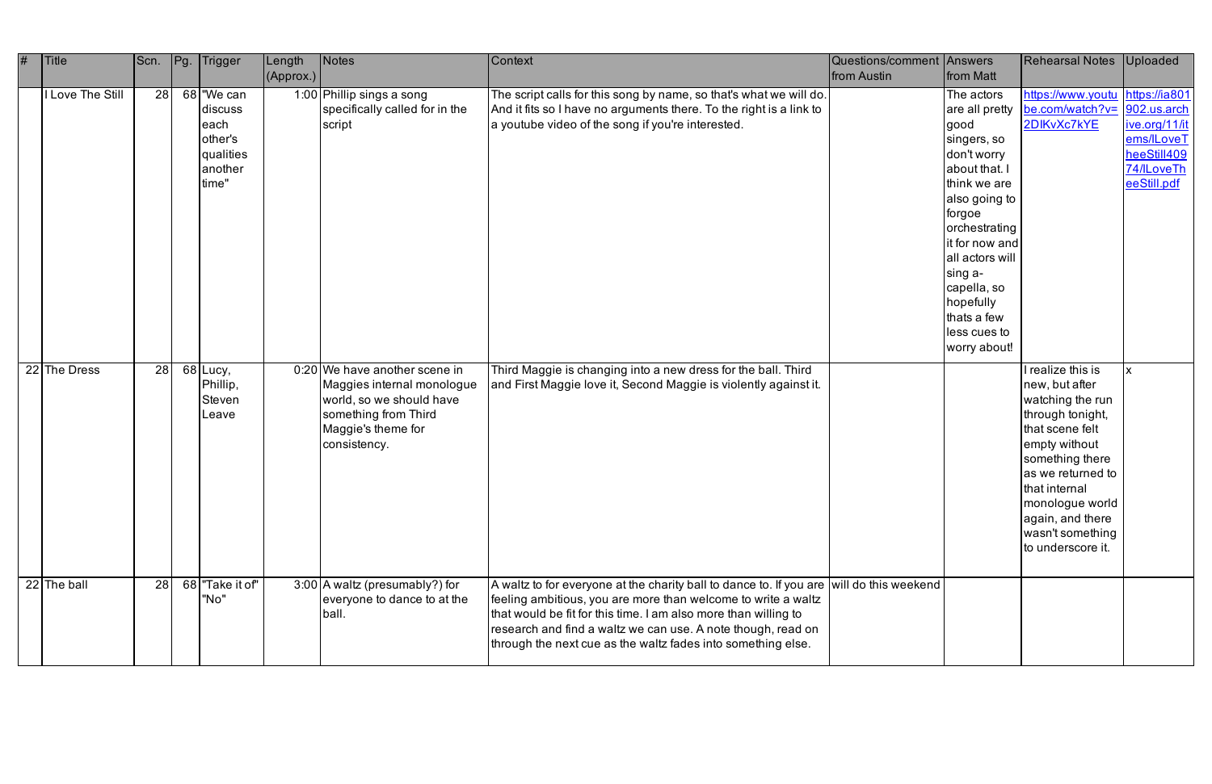| # | Title | Scn. | Pg. | Trigger | Length (Approx.) | Notes | Context | Questions/comment from Austin | Answers from Matt | Rehearsal Notes | Uploaded |
|---|---|---|---|---|---|---|---|---|---|---|---|
| | I Love The Still | 28 | 68 | "We can discuss each other's qualities another time" | 1:00 | Phillip sings a song specifically called for in the script | The script calls for this song by name, so that's what we will do. And it fits so I have no arguments there. To the right is a link to a youtube video of the song if you're interested. | | The actors are all pretty good singers, so don't worry about that. I think we are also going to forgoe orchestrating it for now and all actors will sing a-capella, so hopefully thats a few less cues to worry about! | https://www.youtube.com/watch?v=2DIKvXc7kYE | https://ia801902.us.archive.org/11/items/ILoveTheeStill40974/ILoveTheeStill.pdf |
| 22 | The Dress | 28 | 68 | Lucy, Phillip, Steven Leave | 0:20 | We have another scene in Maggies internal monologue world, so we should have something from Third Maggie's theme for consistency. | Third Maggie is changing into a new dress for the ball. Third and First Maggie love it, Second Maggie is violently against it. | | | I realize this is new, but after watching the run through tonight, that scene felt empty without something there as we returned to that internal monologue world again, and there wasn't something to underscore it. | x |
| 22 | The ball | 28 | 68 | "Take it of" "No" | 3:00 | A waltz (presumably?) for everyone to dance to at the ball. | A waltz to for everyone at the charity ball to dance to. If you are feeling ambitious, you are more than welcome to write a waltz that would be fit for this time. I am also more than willing to research and find a waltz we can use. A note though, read on through the next cue as the waltz fades into something else. | will do this weekend | | | |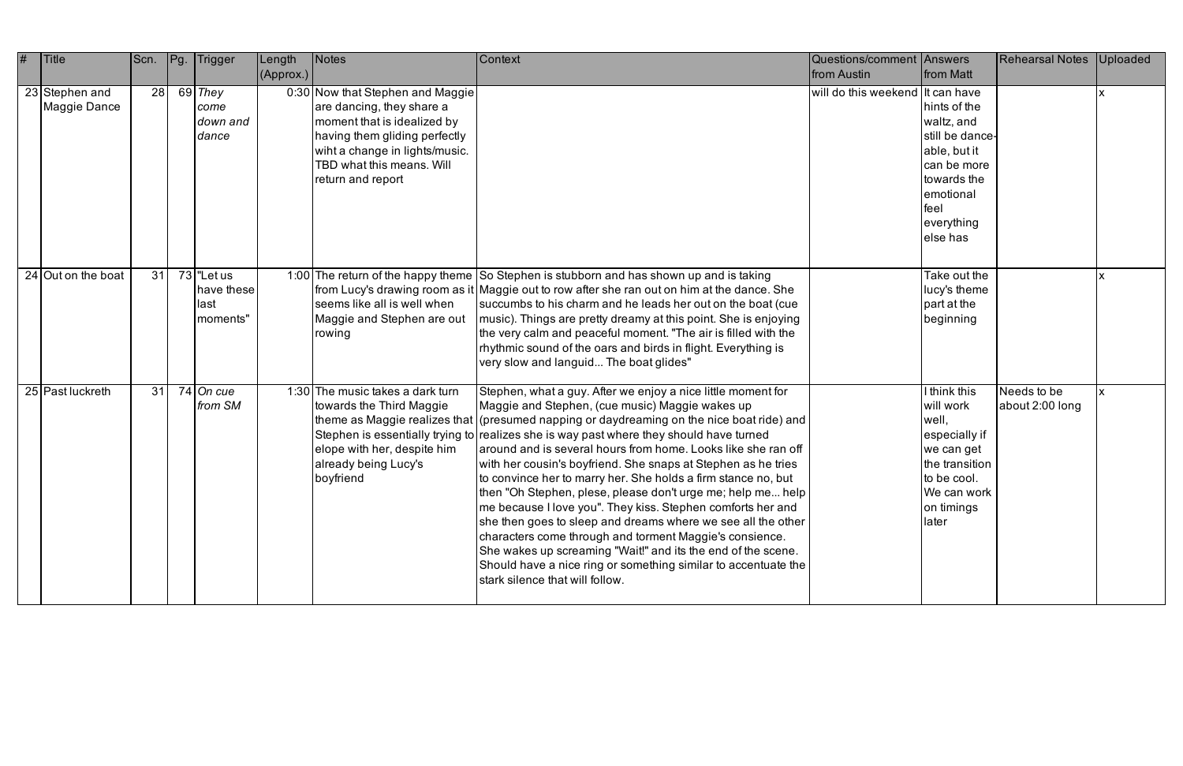| # | Title | Scn. | Pg. | Trigger | Length (Approx.) | Notes | Context | Questions/comment from Austin | Answers from Matt | Rehearsal Notes | Uploaded |
|---|---|---|---|---|---|---|---|---|---|---|---|
| 23 | Stephen and Maggie Dance | 28 | 69 | *They come down and dance* | 0:30 | Now that Stephen and Maggie are dancing, they share a moment that is idealized by having them gliding perfectly wiht a change in lights/music. TBD what this means. Will return and report | | will do this weekend | It can have hints of the waltz, and still be dance-able, but it can be more towards the emotional feel everything else has | | x |
| 24 | Out on the boat | 31 | 73 | "Let us have these last moments" | 1:00 | The return of the happy theme from Lucy's drawing room as it seems like all is well when Maggie and Stephen are out rowing | So Stephen is stubborn and has shown up and is taking Maggie out to row after she ran out on him at the dance. She succumbs to his charm and he leads her out on the boat (cue music). Things are pretty dreamy at this point. She is enjoying the very calm and peaceful moment. "The air is filled with the rhythmic sound of the oars and birds in flight. Everything is very slow and languid... The boat glides" | | Take out the lucy's theme part at the beginning | | x |
| 25 | Past luckreth | 31 | 74 | *On cue from SM* | 1:30 | The music takes a dark turn towards the Third Maggie theme as Maggie realizes that Stephen is essentially trying to elope with her, despite him already being Lucy's boyfriend | Stephen, what a guy. After we enjoy a nice little moment for Maggie and Stephen, (cue music) Maggie wakes up (presumed napping or daydreaming on the nice boat ride) and realizes she is way past where they should have turned around and is several hours from home. Looks like she ran off with her cousin's boyfriend. She snaps at Stephen as he tries to convince her to marry her. She holds a firm stance no, but then "Oh Stephen, plese, please don't urge me; help me... help me because I love you". They kiss. Stephen comforts her and she then goes to sleep and dreams where we see all the other characters come through and torment Maggie's consience. She wakes up screaming "Wait!" and its the end of the scene. Should have a nice ring or something similar to accentuate the stark silence that will follow. | | I think this will work well, especially if we can get the transition to be cool. We can work on timings later | Needs to be about 2:00 long | x |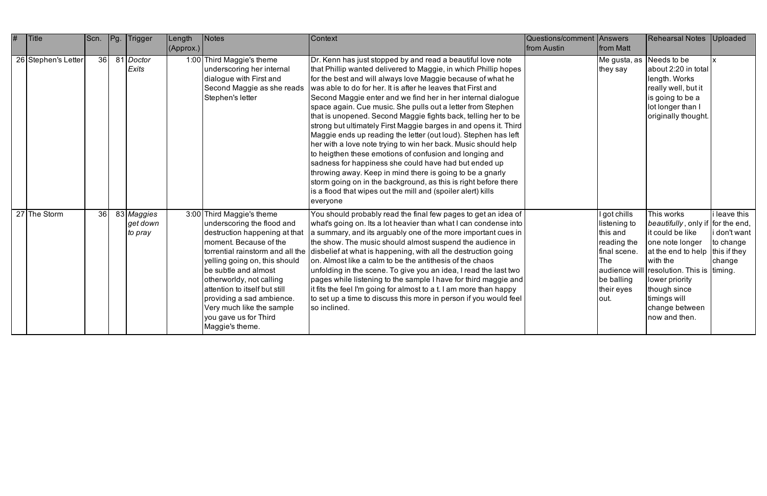| # | Title | Scn. | Pg. | Trigger | Length (Approx.) | Notes | Context | Questions/comment from Austin | Answers from Matt | Rehearsal Notes | Uploaded |
|---|---|---|---|---|---|---|---|---|---|---|---|
| 26 | Stephen's Letter | 36 | 81 | *Doctor Exits* | 1:00 | Third Maggie's theme underscoring her internal dialogue with First and Second Maggie as she reads Stephen's letter | Dr. Kenn has just stopped by and read a beautiful love note that Phillip wanted delivered to Maggie, in which Phillip hopes for the best and will always love Maggie because of what he was able to do for her. It is after he leaves that First and Second Maggie enter and we find her in her internal dialogue space again. Cue music. She pulls out a letter from Stephen that is unopened. Second Maggie fights back, telling her to be strong but ultimately First Maggie barges in and opens it. Third Maggie ends up reading the letter (out loud). Stephen has left her with a love note trying to win her back. Music should help to heigthen these emotions of confusion and longing and sadness for happiness she could have had but ended up throwing away. Keep in mind there is going to be a gnarly storm going on in the background, as this is right before there is a flood that wipes out the mill and (spoiler alert) kills everyone | | Me gusta, as they say | Needs to be about 2:20 in total length. Works really well, but it is going to be a lot longer than I originally thought. | x |
| 27 | The Storm | 36 | 83 | *Maggies get down to pray* | 3:00 | Third Maggie's theme underscoring the flood and destruction happening at that moment. Because of the torrential rainstorm and all the yelling going on, this should be subtle and almost otherworldy, not calling attention to itself but still providing a sad ambience. Very much like the sample you gave us for Third Maggie's theme. | You should probably read the final few pages to get an idea of what's going on. Its a lot heavier than what I can condense into a summary, and its arguably one of the more important cues in the show. The music should almost suspend the audience in disbelief at what is happening, with all the destruction going on. Almost like a calm to be the antithesis of the chaos unfolding in the scene. To give you an idea, I read the last two pages while listening to the sample I have for third maggie and it fits the feel I'm going for almost to a t. I am more than happy to set up a time to discuss this more in person if you would feel so inclined. | | I got chills listening to this and reading the final scene. The audience will be balling their eyes out. | This works *beautifully*, only if it could be like one note longer at the end to help with the resolution. This is lower priority though since timings will change between now and then. | i leave this for the end, i don't want to change this if they change timing. |